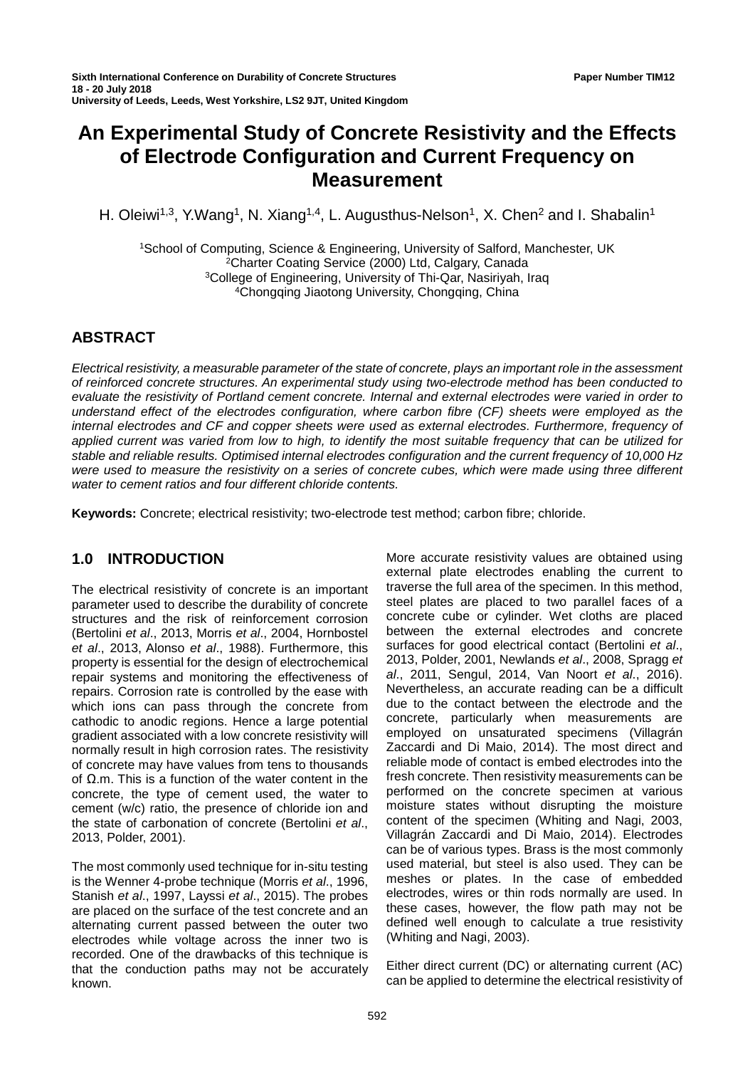Sixth International Conference on Durability of Concrete Structures
18 - 20 July 2018
University of Leeds, Leeds, West Yorkshire, LS2 9JT, United Kingdom

Paper Number TIM12

# An Experimental Study of Concrete Resistivity and the Effects of Electrode Configuration and Current Frequency on Measurement

H. Oleiwi[1,3], Y.Wang[1], N. Xiang[1,4], L. Augusthus-Nelson[1], X. Chen[2] and I. Shabalin[1]

[1]School of Computing, Science & Engineering, University of Salford, Manchester, UK
[2]Charter Coating Service (2000) Ltd, Calgary, Canada
[3]College of Engineering, University of Thi-Qar, Nasiriyah, Iraq
[4]Chongqing Jiaotong University, Chongqing, China

## ABSTRACT

*Electrical resistivity, a measurable parameter of the state of concrete, plays an important role in the assessment of reinforced concrete structures. An experimental study using two-electrode method has been conducted to evaluate the resistivity of Portland cement concrete. Internal and external electrodes were varied in order to understand effect of the electrodes configuration, where carbon fibre (CF) sheets were employed as the internal electrodes and CF and copper sheets were used as external electrodes. Furthermore, frequency of applied current was varied from low to high, to identify the most suitable frequency that can be utilized for stable and reliable results. Optimised internal electrodes configuration and the current frequency of 10,000 Hz were used to measure the resistivity on a series of concrete cubes, which were made using three different water to cement ratios and four different chloride contents.*

**Keywords:** Concrete; electrical resistivity; two-electrode test method; carbon fibre; chloride.

## 1.0 INTRODUCTION

The electrical resistivity of concrete is an important parameter used to describe the durability of concrete structures and the risk of reinforcement corrosion (Bertolini *et al*., 2013, Morris *et al*., 2004, Hornbostel *et al*., 2013, Alonso *et al*., 1988). Furthermore, this property is essential for the design of electrochemical repair systems and monitoring the effectiveness of repairs. Corrosion rate is controlled by the ease with which ions can pass through the concrete from cathodic to anodic regions. Hence a large potential gradient associated with a low concrete resistivity will normally result in high corrosion rates. The resistivity of concrete may have values from tens to thousands of Ω.m. This is a function of the water content in the concrete, the type of cement used, the water to cement (w/c) ratio, the presence of chloride ion and the state of carbonation of concrete (Bertolini *et al*., 2013, Polder, 2001).

The most commonly used technique for in-situ testing is the Wenner 4-probe technique (Morris *et al*., 1996, Stanish *et al*., 1997, Layssi *et al*., 2015). The probes are placed on the surface of the test concrete and an alternating current passed between the outer two electrodes while voltage across the inner two is recorded. One of the drawbacks of this technique is that the conduction paths may not be accurately known.

More accurate resistivity values are obtained using external plate electrodes enabling the current to traverse the full area of the specimen. In this method, steel plates are placed to two parallel faces of a concrete cube or cylinder. Wet cloths are placed between the external electrodes and concrete surfaces for good electrical contact (Bertolini *et al*., 2013, Polder, 2001, Newlands *et al*., 2008, Spragg *et al*., 2011, Sengul, 2014, Van Noort *et al*., 2016). Nevertheless, an accurate reading can be a difficult due to the contact between the electrode and the concrete, particularly when measurements are employed on unsaturated specimens (Villagrán Zaccardi and Di Maio, 2014). The most direct and reliable mode of contact is embed electrodes into the fresh concrete. Then resistivity measurements can be performed on the concrete specimen at various moisture states without disrupting the moisture content of the specimen (Whiting and Nagi, 2003, Villagrán Zaccardi and Di Maio, 2014). Electrodes can be of various types. Brass is the most commonly used material, but steel is also used. They can be meshes or plates. In the case of embedded electrodes, wires or thin rods normally are used. In these cases, however, the flow path may not be defined well enough to calculate a true resistivity (Whiting and Nagi, 2003).

Either direct current (DC) or alternating current (AC) can be applied to determine the electrical resistivity of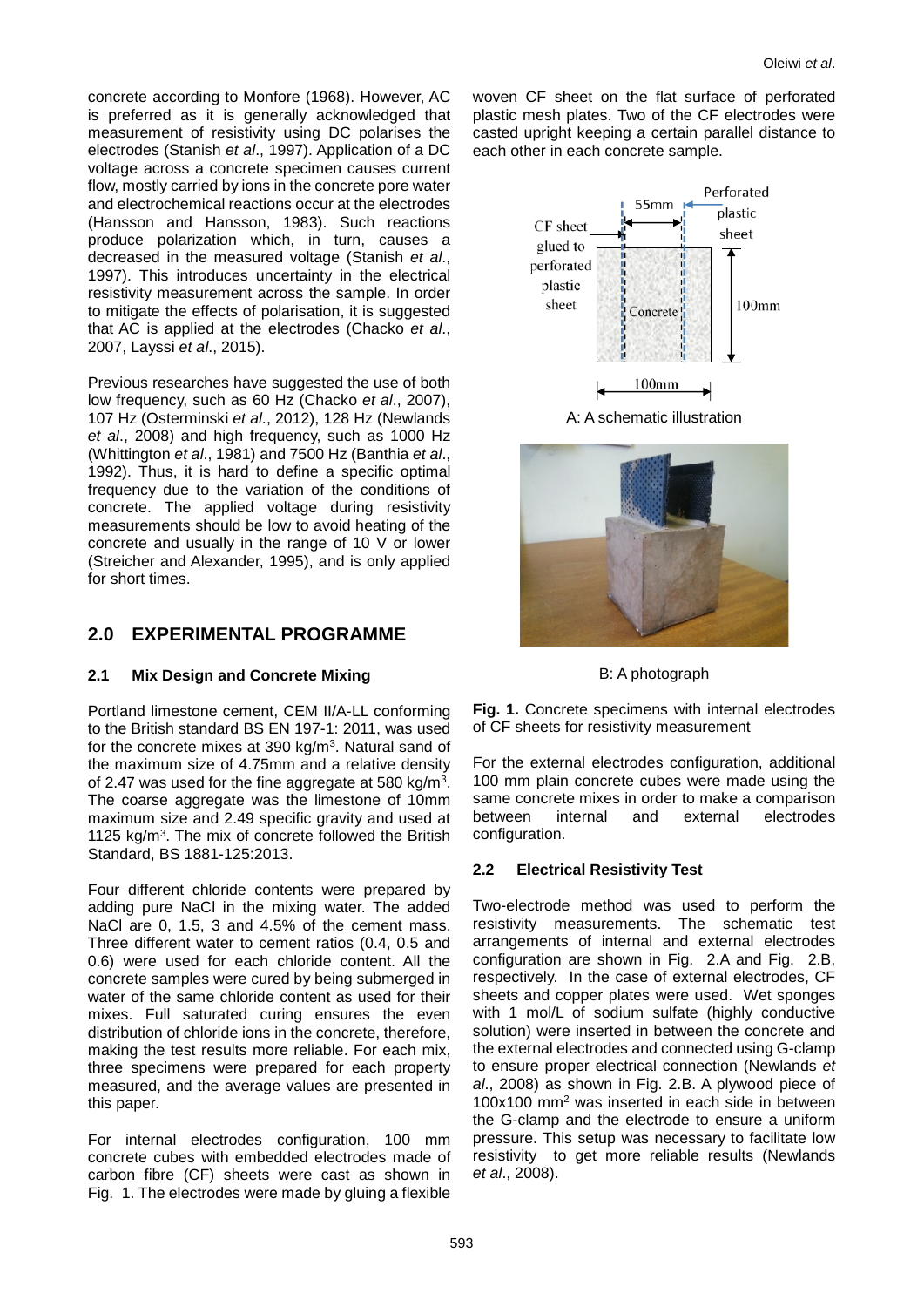concrete according to Monfore (1968). However, AC is preferred as it is generally acknowledged that measurement of resistivity using DC polarises the electrodes (Stanish *et al*., 1997). Application of a DC voltage across a concrete specimen causes current flow, mostly carried by ions in the concrete pore water and electrochemical reactions occur at the electrodes (Hansson and Hansson, 1983). Such reactions produce polarization which, in turn, causes a decreased in the measured voltage (Stanish *et al*., 1997). This introduces uncertainty in the electrical resistivity measurement across the sample. In order to mitigate the effects of polarisation, it is suggested that AC is applied at the electrodes (Chacko *et al*., 2007, Layssi *et al*., 2015).

Previous researches have suggested the use of both low frequency, such as 60 Hz (Chacko *et al*., 2007), 107 Hz (Osterminski *et al*., 2012), 128 Hz (Newlands *et al*., 2008) and high frequency, such as 1000 Hz (Whittington *et al*., 1981) and 7500 Hz (Banthia *et al*., 1992). Thus, it is hard to define a specific optimal frequency due to the variation of the conditions of concrete. The applied voltage during resistivity measurements should be low to avoid heating of the concrete and usually in the range of 10 V or lower (Streicher and Alexander, 1995), and is only applied for short times.

## 2.0 EXPERIMENTAL PROGRAMME

### 2.1 Mix Design and Concrete Mixing

Portland limestone cement, CEM II/A-LL conforming to the British standard BS EN 197-1: 2011, was used for the concrete mixes at 390 kg/m$^3$. Natural sand of the maximum size of 4.75mm and a relative density of 2.47 was used for the fine aggregate at 580 kg/m$^3$. The coarse aggregate was the limestone of 10mm maximum size and 2.49 specific gravity and used at 1125 kg/m$^3$. The mix of concrete followed the British Standard, BS 1881-125:2013.

Four different chloride contents were prepared by adding pure NaCl in the mixing water. The added NaCl are 0, 1.5, 3 and 4.5% of the cement mass. Three different water to cement ratios (0.4, 0.5 and 0.6) were used for each chloride content. All the concrete samples were cured by being submerged in water of the same chloride content as used for their mixes. Full saturated curing ensures the even distribution of chloride ions in the concrete, therefore, making the test results more reliable. For each mix, three specimens were prepared for each property measured, and the average values are presented in this paper.

For internal electrodes configuration, 100 mm concrete cubes with embedded electrodes made of carbon fibre (CF) sheets were cast as shown in Fig. 1. The electrodes were made by gluing a flexible woven CF sheet on the flat surface of perforated plastic mesh plates. Two of the CF electrodes were casted upright keeping a certain parallel distance to each other in each concrete sample.

A: A schematic illustration

B: A photograph

**Fig. 1.** Concrete specimens with internal electrodes of CF sheets for resistivity measurement

For the external electrodes configuration, additional 100 mm plain concrete cubes were made using the same concrete mixes in order to make a comparison between internal and external electrodes configuration.

### 2.2 Electrical Resistivity Test

Two-electrode method was used to perform the resistivity measurements. The schematic test arrangements of internal and external electrodes configuration are shown in Fig. 2.A and Fig. 2.B, respectively. In the case of external electrodes, CF sheets and copper plates were used. Wet sponges with 1 mol/L of sodium sulfate (highly conductive solution) were inserted in between the concrete and the external electrodes and connected using G-clamp to ensure proper electrical connection (Newlands *et al*., 2008) as shown in Fig. 2.B. A plywood piece of 100x100 mm$^2$ was inserted in each side in between the G-clamp and the electrode to ensure a uniform pressure. This setup was necessary to facilitate low resistivity to get more reliable results (Newlands *et al*., 2008).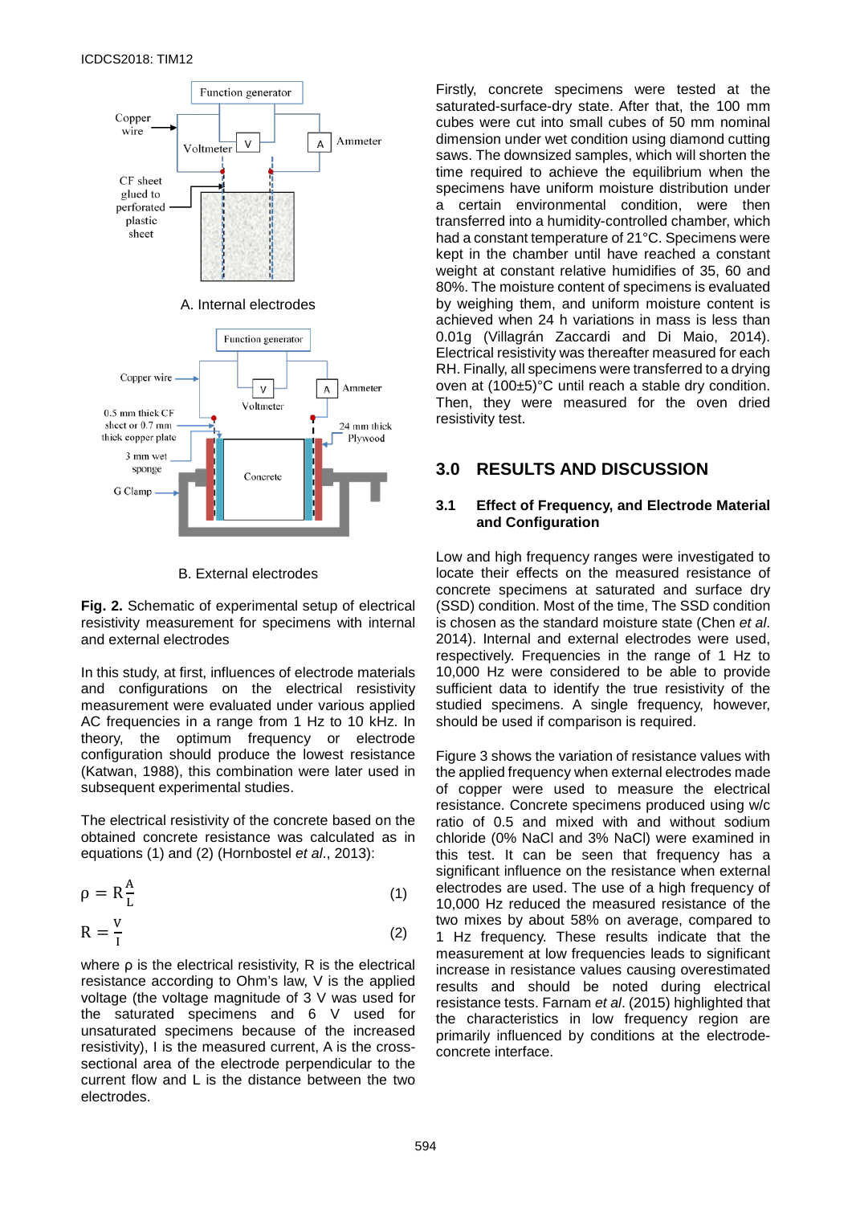A. Internal electrodes

B. External electrodes

**Fig. 2.** Schematic of experimental setup of electrical resistivity measurement for specimens with internal and external electrodes

In this study, at first, influences of electrode materials and configurations on the electrical resistivity measurement were evaluated under various applied AC frequencies in a range from 1 Hz to 10 kHz. In theory, the optimum frequency or electrode configuration should produce the lowest resistance (Katwan, 1988), this combination were later used in subsequent experimental studies.

The electrical resistivity of the concrete based on the obtained concrete resistance was calculated as in equations (1) and (2) (Hornbostel *et al*., 2013):

$$\rho = R\frac{A}{L} \quad (1)$$

$$R = \frac{V}{I} \quad (2)$$

where ρ is the electrical resistivity, R is the electrical resistance according to Ohm's law, V is the applied voltage (the voltage magnitude of 3 V was used for the saturated specimens and 6 V used for unsaturated specimens because of the increased resistivity), I is the measured current, A is the cross-sectional area of the electrode perpendicular to the current flow and L is the distance between the two electrodes.

Firstly, concrete specimens were tested at the saturated-surface-dry state. After that, the 100 mm cubes were cut into small cubes of 50 mm nominal dimension under wet condition using diamond cutting saws. The downsized samples, which will shorten the time required to achieve the equilibrium when the specimens have uniform moisture distribution under a certain environmental condition, were then transferred into a humidity-controlled chamber, which had a constant temperature of 21°C. Specimens were kept in the chamber until have reached a constant weight at constant relative humidifies of 35, 60 and 80%. The moisture content of specimens is evaluated by weighing them, and uniform moisture content is achieved when 24 h variations in mass is less than 0.01g (Villagrán Zaccardi and Di Maio, 2014). Electrical resistivity was thereafter measured for each RH. Finally, all specimens were transferred to a drying oven at (100±5)°C until reach a stable dry condition. Then, they were measured for the oven dried resistivity test.

## 3.0 RESULTS AND DISCUSSION

### 3.1 Effect of Frequency, and Electrode Material and Configuration

Low and high frequency ranges were investigated to locate their effects on the measured resistance of concrete specimens at saturated and surface dry (SSD) condition. Most of the time, The SSD condition is chosen as the standard moisture state (Chen *et al*. 2014). Internal and external electrodes were used, respectively. Frequencies in the range of 1 Hz to 10,000 Hz were considered to be able to provide sufficient data to identify the true resistivity of the studied specimens. A single frequency, however, should be used if comparison is required.

Figure 3 shows the variation of resistance values with the applied frequency when external electrodes made of copper were used to measure the electrical resistance. Concrete specimens produced using w/c ratio of 0.5 and mixed with and without sodium chloride (0% NaCl and 3% NaCl) were examined in this test. It can be seen that frequency has a significant influence on the resistance when external electrodes are used. The use of a high frequency of 10,000 Hz reduced the measured resistance of the two mixes by about 58% on average, compared to 1 Hz frequency. These results indicate that the measurement at low frequencies leads to significant increase in resistance values causing overestimated results and should be noted during electrical resistance tests. Farnam *et al*. (2015) highlighted that the characteristics in low frequency region are primarily influenced by conditions at the electrode-concrete interface.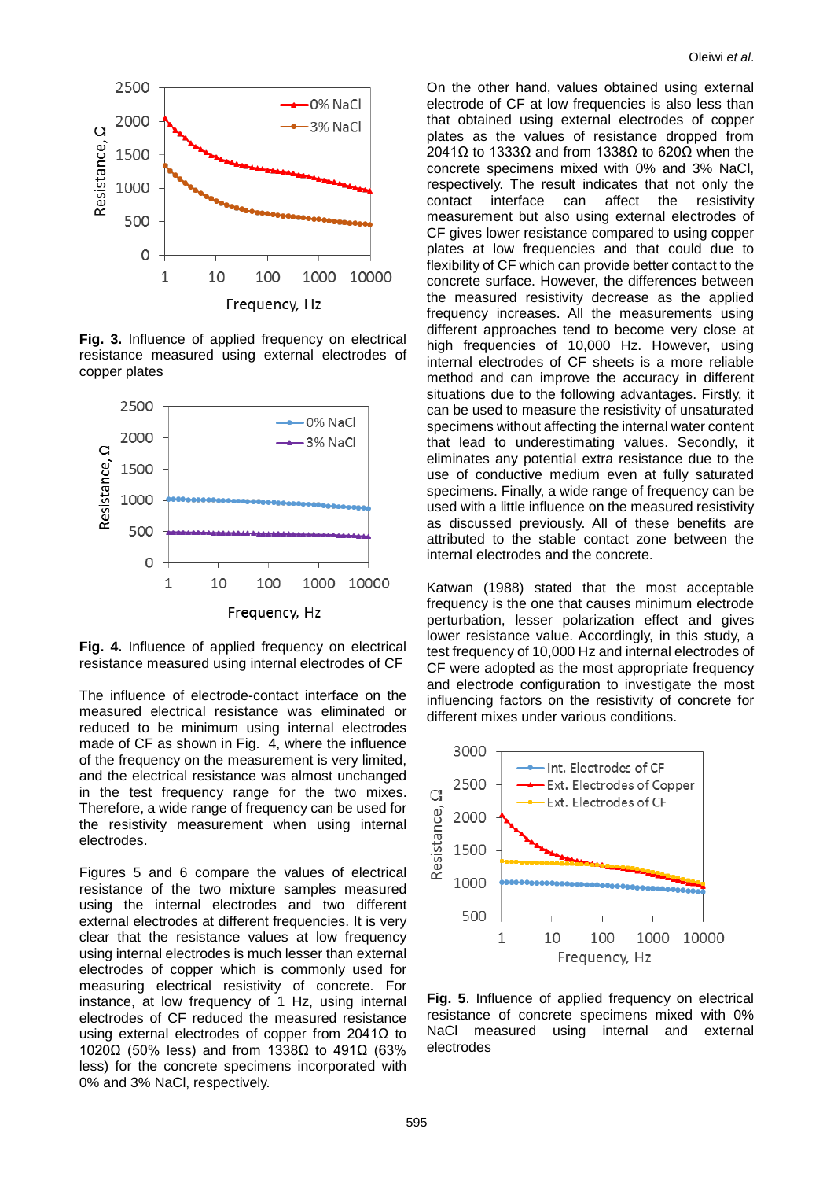**Fig. 3.** Influence of applied frequency on electrical resistance measured using external electrodes of copper plates

**Fig. 4.** Influence of applied frequency on electrical resistance measured using internal electrodes of CF

The influence of electrode-contact interface on the measured electrical resistance was eliminated or reduced to be minimum using internal electrodes made of CF as shown in Fig. 4, where the influence of the frequency on the measurement is very limited, and the electrical resistance was almost unchanged in the test frequency range for the two mixes. Therefore, a wide range of frequency can be used for the resistivity measurement when using internal electrodes.

Figures 5 and 6 compare the values of electrical resistance of the two mixture samples measured using the internal electrodes and two different external electrodes at different frequencies. It is very clear that the resistance values at low frequency using internal electrodes is much lesser than external electrodes of copper which is commonly used for measuring electrical resistivity of concrete. For instance, at low frequency of 1 Hz, using internal electrodes of CF reduced the measured resistance using external electrodes of copper from 2041Ω to 1020Ω (50% less) and from 1338Ω to 491Ω (63% less) for the concrete specimens incorporated with 0% and 3% NaCl, respectively.

On the other hand, values obtained using external electrode of CF at low frequencies is also less than that obtained using external electrodes of copper plates as the values of resistance dropped from 2041Ω to 1333Ω and from 1338Ω to 620Ω when the concrete specimens mixed with 0% and 3% NaCl, respectively. The result indicates that not only the contact interface can affect the resistivity measurement but also using external electrodes of CF gives lower resistance compared to using copper plates at low frequencies and that could due to flexibility of CF which can provide better contact to the concrete surface. However, the differences between the measured resistivity decrease as the applied frequency increases. All the measurements using different approaches tend to become very close at high frequencies of 10,000 Hz. However, using internal electrodes of CF sheets is a more reliable method and can improve the accuracy in different situations due to the following advantages. Firstly, it can be used to measure the resistivity of unsaturated specimens without affecting the internal water content that lead to underestimating values. Secondly, it eliminates any potential extra resistance due to the use of conductive medium even at fully saturated specimens. Finally, a wide range of frequency can be used with a little influence on the measured resistivity as discussed previously. All of these benefits are attributed to the stable contact zone between the internal electrodes and the concrete.

Katwan (1988) stated that the most acceptable frequency is the one that causes minimum electrode perturbation, lesser polarization effect and gives lower resistance value. Accordingly, in this study, a test frequency of 10,000 Hz and internal electrodes of CF were adopted as the most appropriate frequency and electrode configuration to investigate the most influencing factors on the resistivity of concrete for different mixes under various conditions.

**Fig. 5**. Influence of applied frequency on electrical resistance of concrete specimens mixed with 0% NaCl measured using internal and external electrodes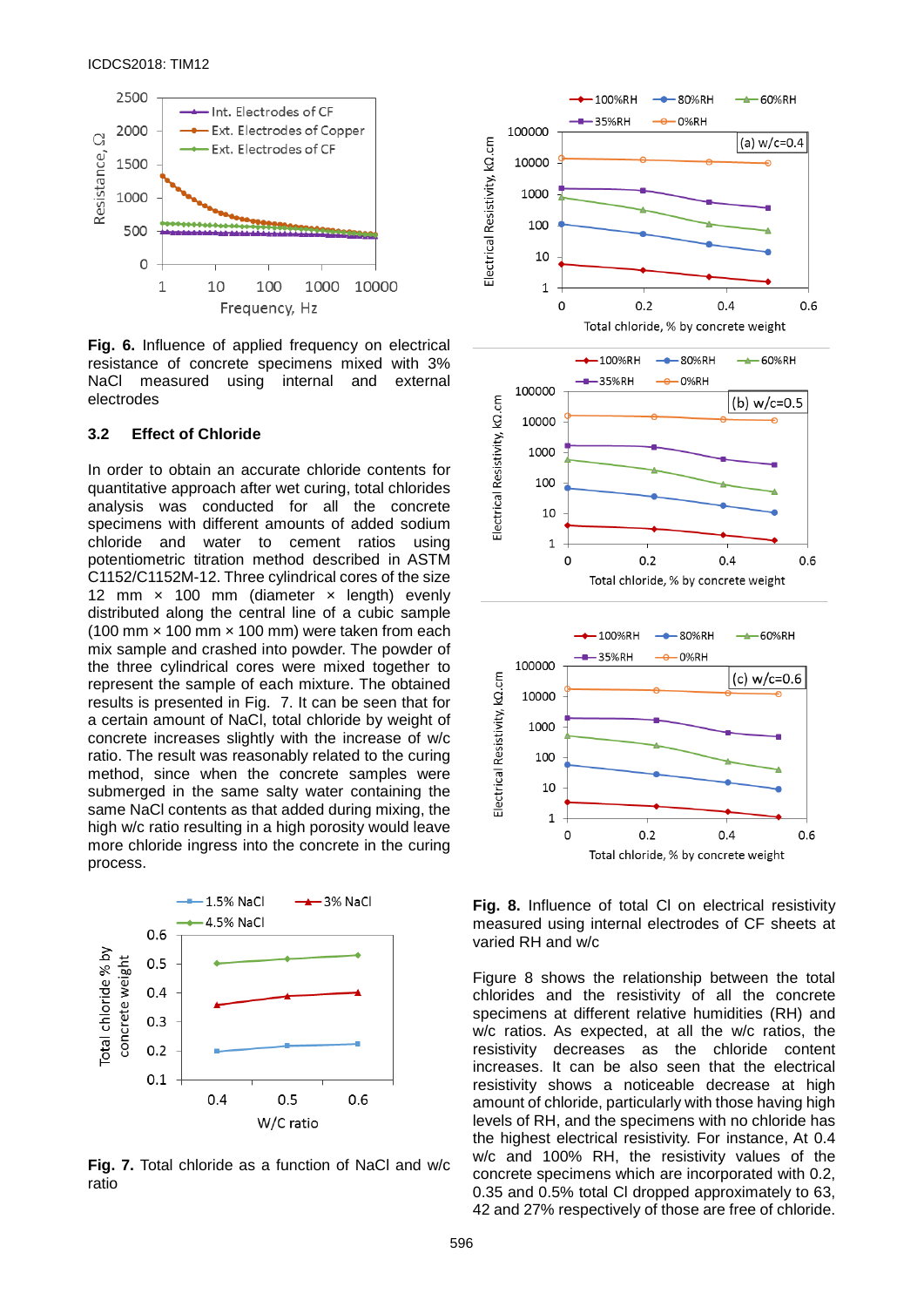**Fig. 6.** Influence of applied frequency on electrical resistance of concrete specimens mixed with 3% NaCl measured using internal and external electrodes

### 3.2 Effect of Chloride

In order to obtain an accurate chloride contents for quantitative approach after wet curing, total chlorides analysis was conducted for all the concrete specimens with different amounts of added sodium chloride and water to cement ratios using potentiometric titration method described in ASTM C1152/C1152M-12. Three cylindrical cores of the size 12 mm × 100 mm (diameter × length) evenly distributed along the central line of a cubic sample (100 mm × 100 mm × 100 mm) were taken from each mix sample and crashed into powder. The powder of the three cylindrical cores were mixed together to represent the sample of each mixture. The obtained results is presented in Fig. 7. It can be seen that for a certain amount of NaCl, total chloride by weight of concrete increases slightly with the increase of w/c ratio. The result was reasonably related to the curing method, since when the concrete samples were submerged in the same salty water containing the same NaCl contents as that added during mixing, the high w/c ratio resulting in a high porosity would leave more chloride ingress into the concrete in the curing process.

**Fig. 7.** Total chloride as a function of NaCl and w/c ratio

**Fig. 8.** Influence of total Cl on electrical resistivity measured using internal electrodes of CF sheets at varied RH and w/c

Figure 8 shows the relationship between the total chlorides and the resistivity of all the concrete specimens at different relative humidities (RH) and w/c ratios. As expected, at all the w/c ratios, the resistivity decreases as the chloride content increases. It can be also seen that the electrical resistivity shows a noticeable decrease at high amount of chloride, particularly with those having high levels of RH, and the specimens with no chloride has the highest electrical resistivity. For instance, At 0.4 w/c and 100% RH, the resistivity values of the concrete specimens which are incorporated with 0.2, 0.35 and 0.5% total Cl dropped approximately to 63, 42 and 27% respectively of those are free of chloride.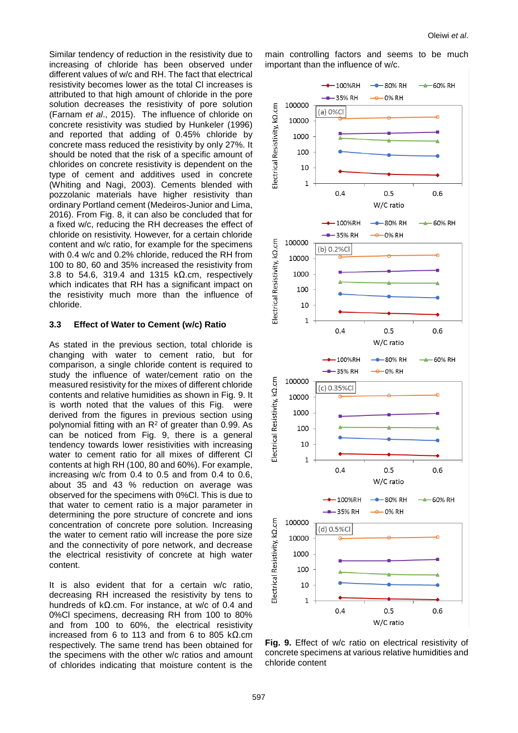Similar tendency of reduction in the resistivity due to increasing of chloride has been observed under different values of w/c and RH. The fact that electrical resistivity becomes lower as the total Cl increases is attributed to that high amount of chloride in the pore solution decreases the resistivity of pore solution (Farnam *et al*., 2015). The influence of chloride on concrete resistivity was studied by Hunkeler (1996) and reported that adding of 0.45% chloride by concrete mass reduced the resistivity by only 27%. It should be noted that the risk of a specific amount of chlorides on concrete resistivity is dependent on the type of cement and additives used in concrete (Whiting and Nagi, 2003). Cements blended with pozzolanic materials have higher resistivity than ordinary Portland cement (Medeiros-Junior and Lima, 2016). From Fig. 8, it can also be concluded that for a fixed w/c, reducing the RH decreases the effect of chloride on resistivity. However, for a certain chloride content and w/c ratio, for example for the specimens with 0.4 w/c and 0.2% chloride, reduced the RH from 100 to 80, 60 and 35% increased the resistivity from 3.8 to 54.6, 319.4 and 1315 kΩ.cm, respectively which indicates that RH has a significant impact on the resistivity much more than the influence of chloride.

### 3.3 Effect of Water to Cement (w/c) Ratio

As stated in the previous section, total chloride is changing with water to cement ratio, but for comparison, a single chloride content is required to study the influence of water/cement ratio on the measured resistivity for the mixes of different chloride contents and relative humidities as shown in Fig. 9. It is worth noted that the values of this Fig. were derived from the figures in previous section using polynomial fitting with an $R^2$ of greater than 0.99. As can be noticed from Fig. 9, there is a general tendency towards lower resistivities with increasing water to cement ratio for all mixes of different Cl contents at high RH (100, 80 and 60%). For example, increasing w/c from 0.4 to 0.5 and from 0.4 to 0.6, about 35 and 43 % reduction on average was observed for the specimens with 0%Cl. This is due to that water to cement ratio is a major parameter in determining the pore structure of concrete and ions concentration of concrete pore solution. Increasing the water to cement ratio will increase the pore size and the connectivity of pore network, and decrease the electrical resistivity of concrete at high water content.

It is also evident that for a certain w/c ratio, decreasing RH increased the resistivity by tens to hundreds of kΩ.cm. For instance, at w/c of 0.4 and 0%Cl specimens, decreasing RH from 100 to 80% and from 100 to 60%, the electrical resistivity increased from 6 to 113 and from 6 to 805 kΩ.cm respectively. The same trend has been obtained for the specimens with the other w/c ratios and amount of chlorides indicating that moisture content is the main controlling factors and seems to be much important than the influence of w/c.

**Fig. 9.** Effect of w/c ratio on electrical resistivity of concrete specimens at various relative humidities and chloride content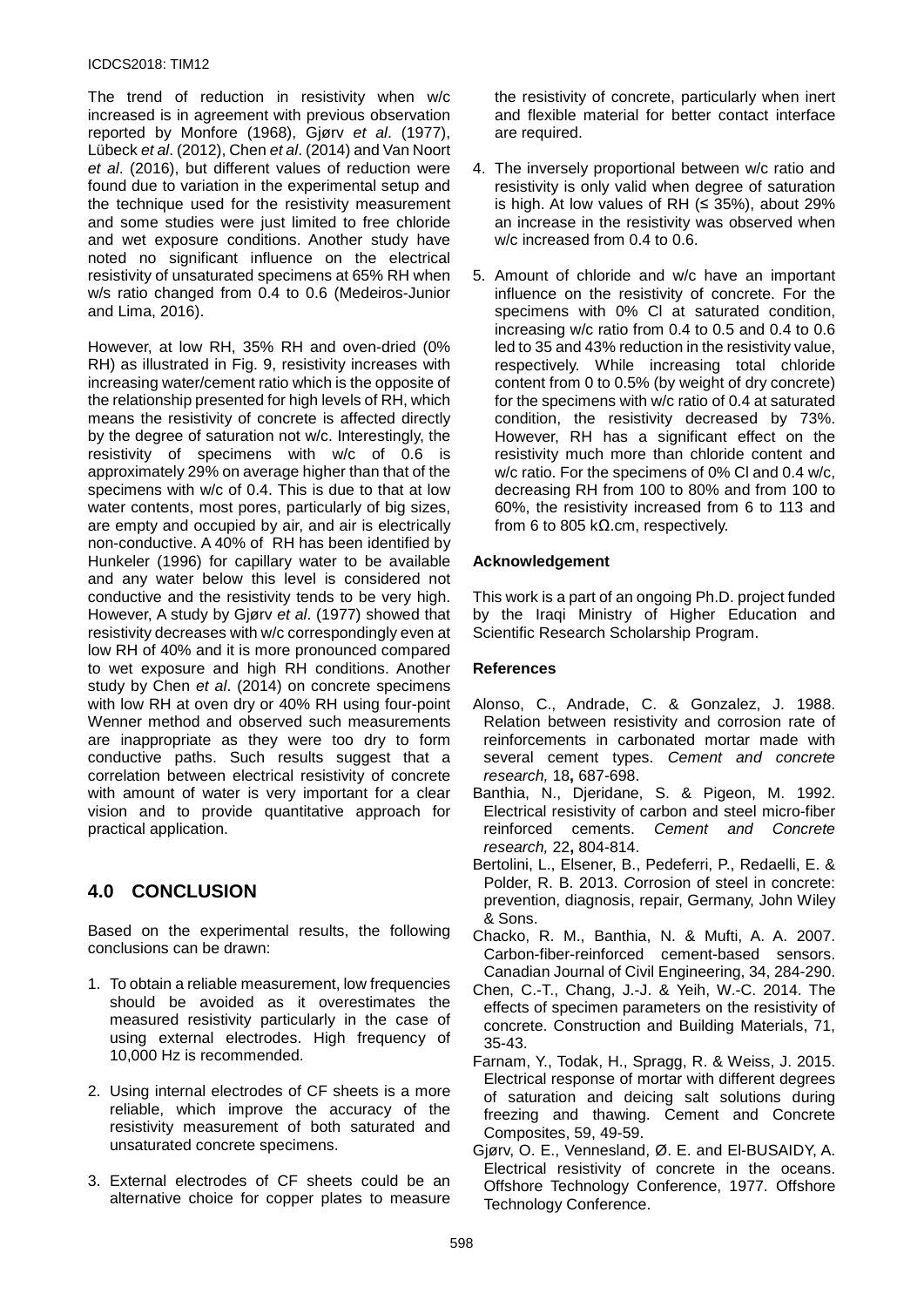The trend of reduction in resistivity when w/c increased is in agreement with previous observation reported by Monfore (1968), Gjørv *et al*. (1977), Lübeck *et al*. (2012), Chen *et al*. (2014) and Van Noort *et al*. (2016), but different values of reduction were found due to variation in the experimental setup and the technique used for the resistivity measurement and some studies were just limited to free chloride and wet exposure conditions. Another study have noted no significant influence on the electrical resistivity of unsaturated specimens at 65% RH when w/s ratio changed from 0.4 to 0.6 (Medeiros-Junior and Lima, 2016).

However, at low RH, 35% RH and oven-dried (0% RH) as illustrated in Fig. 9, resistivity increases with increasing water/cement ratio which is the opposite of the relationship presented for high levels of RH, which means the resistivity of concrete is affected directly by the degree of saturation not w/c. Interestingly, the resistivity of specimens with w/c of 0.6 is approximately 29% on average higher than that of the specimens with w/c of 0.4. This is due to that at low water contents, most pores, particularly of big sizes, are empty and occupied by air, and air is electrically non-conductive. A 40% of RH has been identified by Hunkeler (1996) for capillary water to be available and any water below this level is considered not conductive and the resistivity tends to be very high. However, A study by Gjørv *et al*. (1977) showed that resistivity decreases with w/c correspondingly even at low RH of 40% and it is more pronounced compared to wet exposure and high RH conditions. Another study by Chen *et al*. (2014) on concrete specimens with low RH at oven dry or 40% RH using four-point Wenner method and observed such measurements are inappropriate as they were too dry to form conductive paths. Such results suggest that a correlation between electrical resistivity of concrete with amount of water is very important for a clear vision and to provide quantitative approach for practical application.

## 4.0 CONCLUSION

Based on the experimental results, the following conclusions can be drawn:

1. To obtain a reliable measurement, low frequencies should be avoided as it overestimates the measured resistivity particularly in the case of using external electrodes. High frequency of 10,000 Hz is recommended.

2. Using internal electrodes of CF sheets is a more reliable, which improve the accuracy of the resistivity measurement of both saturated and unsaturated concrete specimens.

3. External electrodes of CF sheets could be an alternative choice for copper plates to measure the resistivity of concrete, particularly when inert and flexible material for better contact interface are required.

4. The inversely proportional between w/c ratio and resistivity is only valid when degree of saturation is high. At low values of RH (≤ 35%), about 29% an increase in the resistivity was observed when w/c increased from 0.4 to 0.6.

5. Amount of chloride and w/c have an important influence on the resistivity of concrete. For the specimens with 0% Cl at saturated condition, increasing w/c ratio from 0.4 to 0.5 and 0.4 to 0.6 led to 35 and 43% reduction in the resistivity value, respectively. While increasing total chloride content from 0 to 0.5% (by weight of dry concrete) for the specimens with w/c ratio of 0.4 at saturated condition, the resistivity decreased by 73%. However, RH has a significant effect on the resistivity much more than chloride content and w/c ratio. For the specimens of 0% Cl and 0.4 w/c, decreasing RH from 100 to 80% and from 100 to 60%, the resistivity increased from 6 to 113 and from 6 to 805 kΩ.cm, respectively.

### Acknowledgement

This work is a part of an ongoing Ph.D. project funded by the Iraqi Ministry of Higher Education and Scientific Research Scholarship Program.

### References

Alonso, C., Andrade, C. & Gonzalez, J. 1988. Relation between resistivity and corrosion rate of reinforcements in carbonated mortar made with several cement types. *Cement and concrete research,* 18**,** 687-698.

Banthia, N., Djeridane, S. & Pigeon, M. 1992. Electrical resistivity of carbon and steel micro-fiber reinforced cements. *Cement and Concrete research,* 22**,** 804-814.

Bertolini, L., Elsener, B., Pedeferri, P., Redaelli, E. & Polder, R. B. 2013. *C*orrosion of steel in concrete: prevention, diagnosis, repair, Germany, John Wiley & Sons.

Chacko, R. M., Banthia, N. & Mufti, A. A. 2007. Carbon-fiber-reinforced cement-based sensors. Canadian Journal of Civil Engineering, 34, 284-290.

Chen, C.-T., Chang, J.-J. & Yeih, W.-C. 2014. The effects of specimen parameters on the resistivity of concrete. Construction and Building Materials, 71, 35-43.

Farnam, Y., Todak, H., Spragg, R. & Weiss, J. 2015. Electrical response of mortar with different degrees of saturation and deicing salt solutions during freezing and thawing. Cement and Concrete Composites, 59, 49-59.

Gjørv, O. E., Vennesland, Ø. E. and El-BUSAIDY, A. Electrical resistivity of concrete in the oceans. Offshore Technology Conference, 1977. Offshore Technology Conference.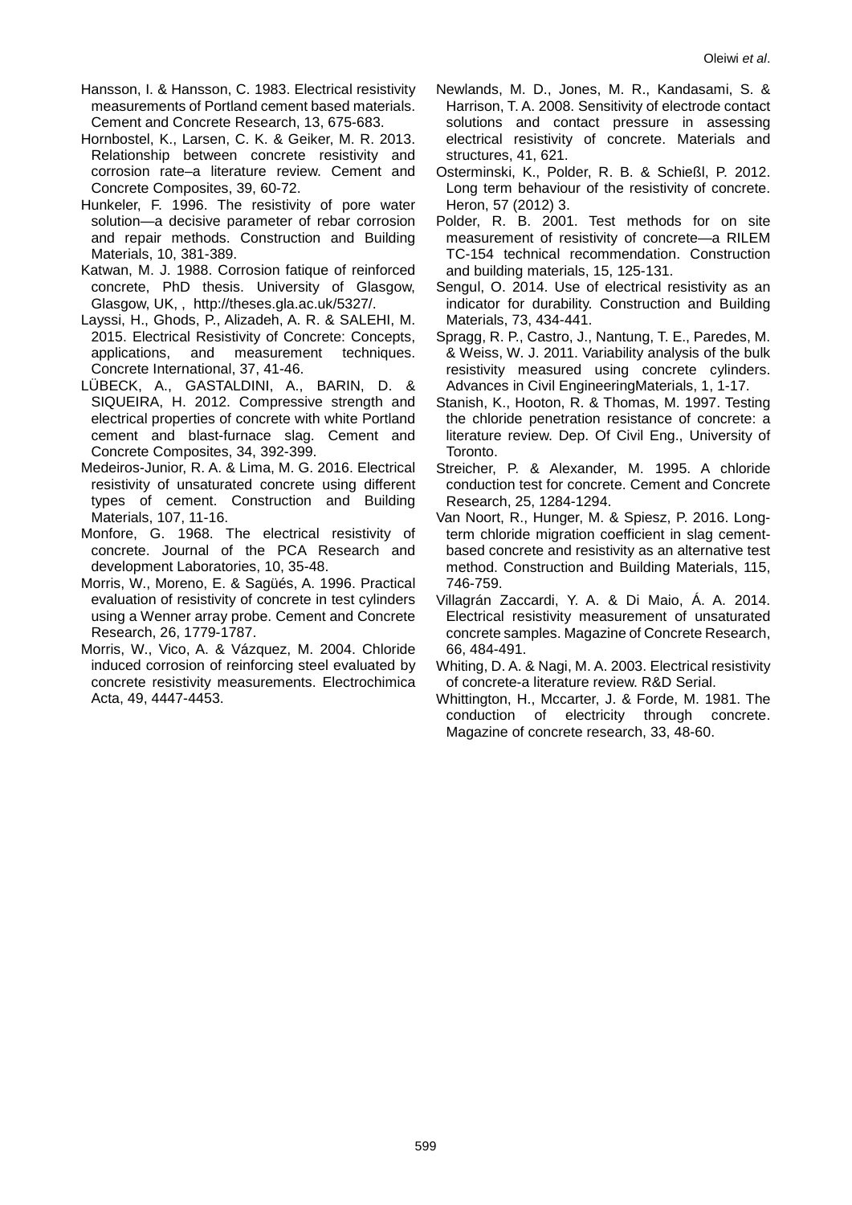Hansson, I. & Hansson, C. 1983. Electrical resistivity measurements of Portland cement based materials. Cement and Concrete Research, 13, 675-683.

Hornbostel, K., Larsen, C. K. & Geiker, M. R. 2013. Relationship between concrete resistivity and corrosion rate–a literature review. Cement and Concrete Composites, 39, 60-72.

Hunkeler, F. 1996. The resistivity of pore water solution—a decisive parameter of rebar corrosion and repair methods. Construction and Building Materials, 10, 381-389.

Katwan, M. J. 1988. Corrosion fatique of reinforced concrete, PhD thesis. University of Glasgow, Glasgow, UK, , http://theses.gla.ac.uk/5327/.

Layssi, H., Ghods, P., Alizadeh, A. R. & SALEHI, M. 2015. Electrical Resistivity of Concrete: Concepts, applications, and measurement techniques. Concrete International, 37, 41-46.

LÜBECK, A., GASTALDINI, A., BARIN, D. & SIQUEIRA, H. 2012. Compressive strength and electrical properties of concrete with white Portland cement and blast-furnace slag. Cement and Concrete Composites, 34, 392-399.

Medeiros-Junior, R. A. & Lima, M. G. 2016. Electrical resistivity of unsaturated concrete using different types of cement. Construction and Building Materials, 107, 11-16.

Monfore, G. 1968. The electrical resistivity of concrete. Journal of the PCA Research and development Laboratories, 10, 35-48.

Morris, W., Moreno, E. & Sagüés, A. 1996. Practical evaluation of resistivity of concrete in test cylinders using a Wenner array probe. Cement and Concrete Research, 26, 1779-1787.

Morris, W., Vico, A. & Vázquez, M. 2004. Chloride induced corrosion of reinforcing steel evaluated by concrete resistivity measurements. Electrochimica Acta, 49, 4447-4453.

Newlands, M. D., Jones, M. R., Kandasami, S. & Harrison, T. A. 2008. Sensitivity of electrode contact solutions and contact pressure in assessing electrical resistivity of concrete. Materials and structures, 41, 621.

Osterminski, K., Polder, R. B. & Schießl, P. 2012. Long term behaviour of the resistivity of concrete. Heron, 57 (2012) 3.

Polder, R. B. 2001. Test methods for on site measurement of resistivity of concrete—a RILEM TC-154 technical recommendation. Construction and building materials, 15, 125-131.

Sengul, O. 2014. Use of electrical resistivity as an indicator for durability. Construction and Building Materials, 73, 434-441.

Spragg, R. P., Castro, J., Nantung, T. E., Paredes, M. & Weiss, W. J. 2011. Variability analysis of the bulk resistivity measured using concrete cylinders. Advances in Civil EngineeringMaterials, 1, 1-17.

Stanish, K., Hooton, R. & Thomas, M. 1997. Testing the chloride penetration resistance of concrete: a literature review. Dep. Of Civil Eng., University of Toronto.

Streicher, P. & Alexander, M. 1995. A chloride conduction test for concrete. Cement and Concrete Research, 25, 1284-1294.

Van Noort, R., Hunger, M. & Spiesz, P. 2016. Long-term chloride migration coefficient in slag cement-based concrete and resistivity as an alternative test method. Construction and Building Materials, 115, 746-759.

Villagrán Zaccardi, Y. A. & Di Maio, Á. A. 2014. Electrical resistivity measurement of unsaturated concrete samples. Magazine of Concrete Research, 66, 484-491.

Whiting, D. A. & Nagi, M. A. 2003. Electrical resistivity of concrete-a literature review. R&D Serial.

Whittington, H., Mccarter, J. & Forde, M. 1981. The conduction of electricity through concrete. Magazine of concrete research, 33, 48-60.